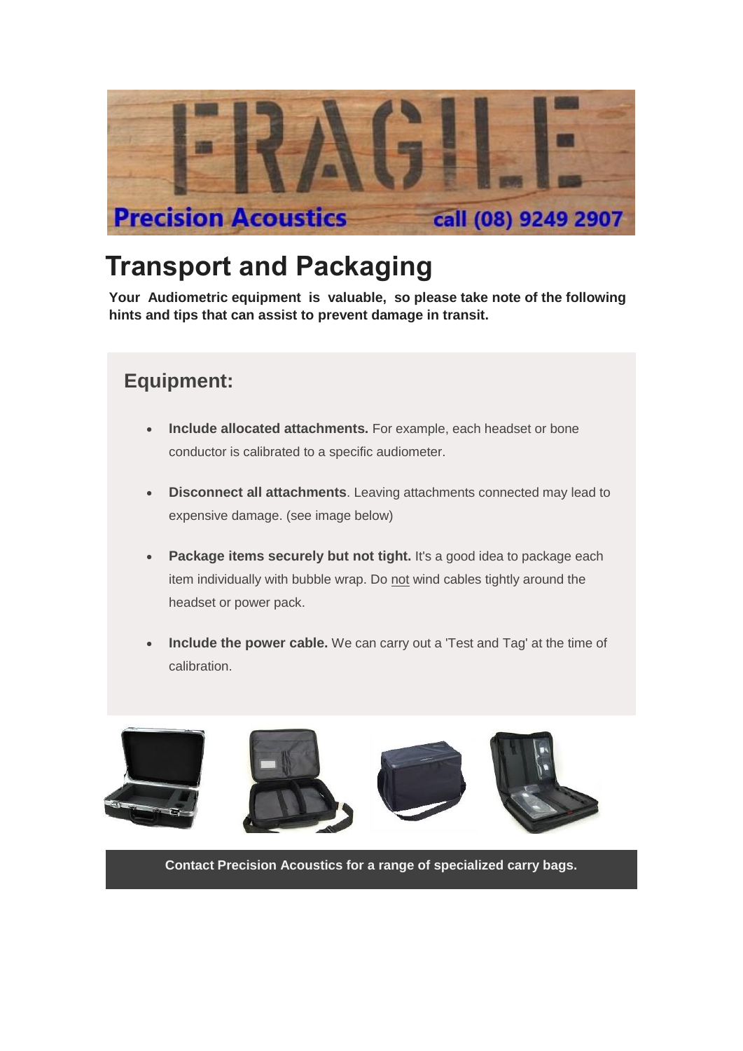# Transport and Packaging

**Your Audiometric equipment is valuable, so please take note of the following hints and tips that can assist to prevent damage in transit.**

## Equipment:

- **Include allocated attachments.** For example, each headset or bone conductor is calibrated to a specific audiometer.
- **Disconnect all attachments**. Leaving attachments connected may lead to expensive damage. (see image below)
- **Package items securely but not tight.** It's a good idea to package each item individually with bubble wrap. Do not wind cables tightly around the headset or power pack.
- **Include the power cable.** We can carry out a 'Test and Tag' at the time of calibration.

**Contact Precision Acoustics for a range of specialized carry bags.**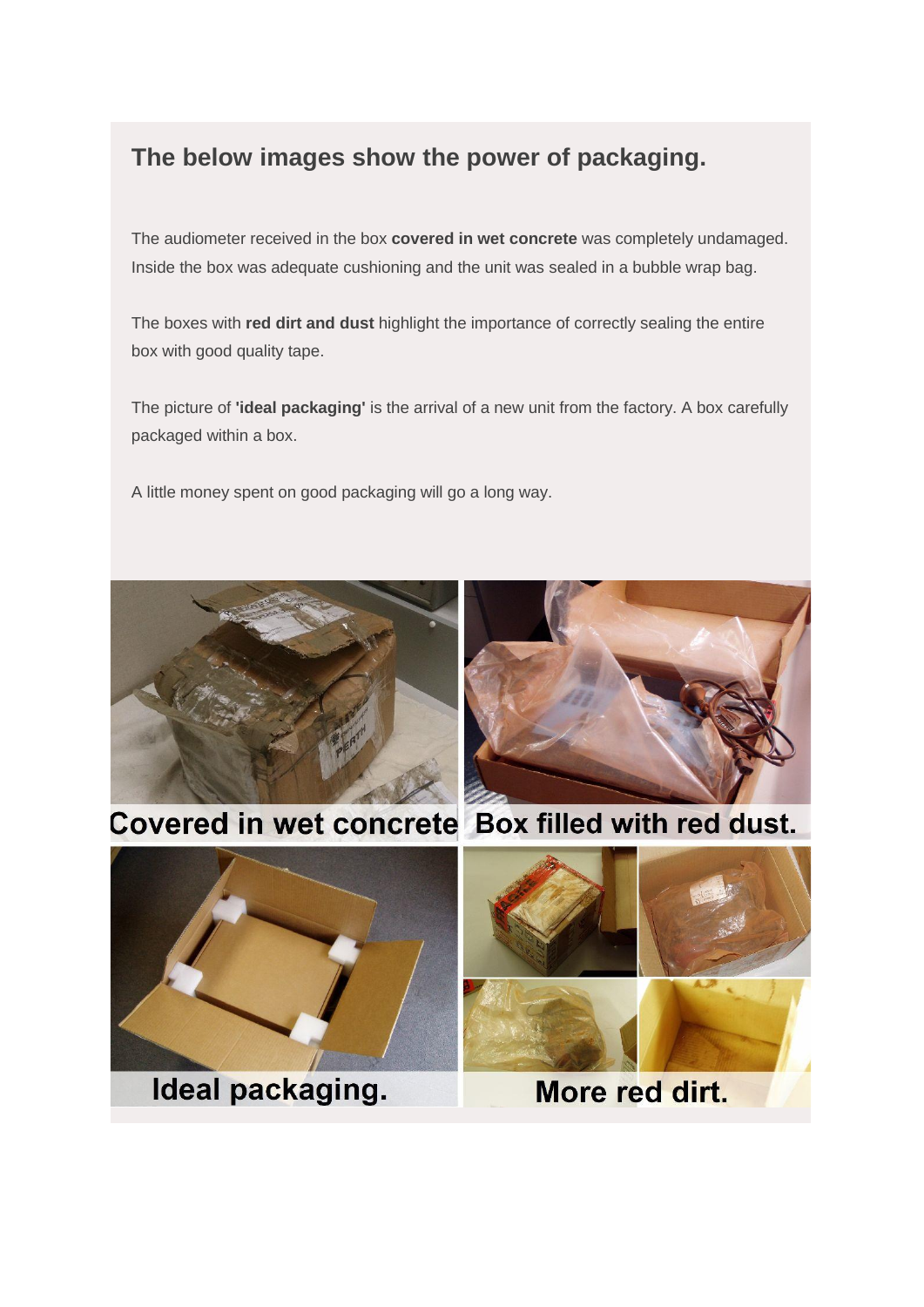### The below images show the power of packaging.

The audiometer received in the box **covered in wet concrete** was completely undamaged. Inside the box was adequate cushioning and the unit was sealed in a bubble wrap bag.

The boxes with **red dirt and dust** highlight the importance of correctly sealing the entire box with good quality tape.

The picture of **'ideal packaging'** is the arrival of a new unit from the factory. A box carefully packaged within a box.

A little money spent on good packaging will go a long way.

Covered in wet concrete

Box filled with red dust.

Ideal packaging.

More red dirt.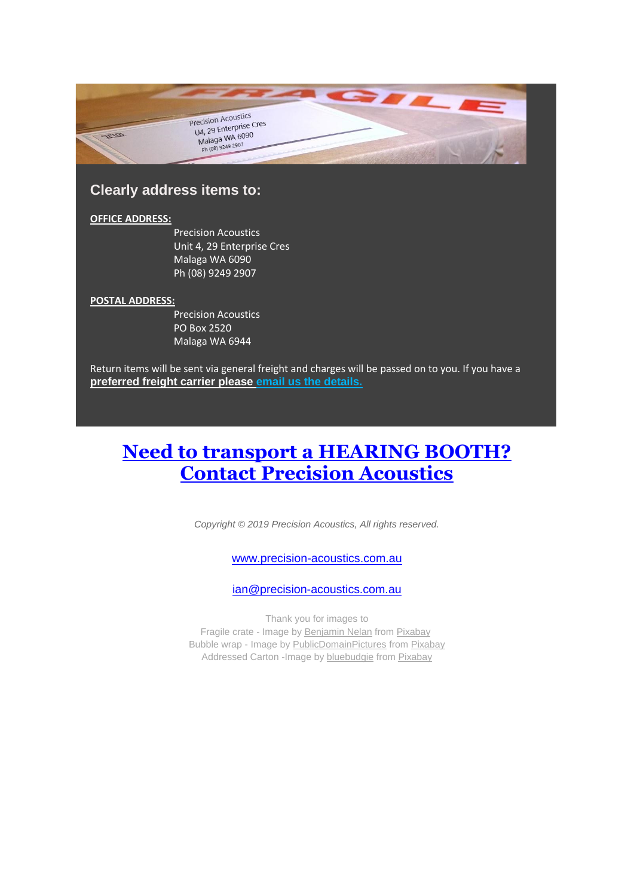## Clearly address items to:

**OFFICE ADDRESS:**

Precision Acoustics
Unit 4, 29 Enterprise Cres
Malaga WA 6090
Ph (08) 9249 2907

**POSTAL ADDRESS:**

Precision Acoustics
PO Box 2520
Malaga WA 6944

Return items will be sent via general freight and charges will be passed on to you. If you have a **preferred freight carrier please** **email us the details.**

# Need to transport a HEARING BOOTH? Contact Precision Acoustics

*Copyright © 2019 Precision Acoustics, All rights reserved.*

www.precision-acoustics.com.au

ian@precision-acoustics.com.au

Thank you for images to
Fragile crate - Image by Benjamin Nelan from Pixabay
Bubble wrap - Image by PublicDomainPictures from Pixabay
Addressed Carton -Image by bluebudgie from Pixabay